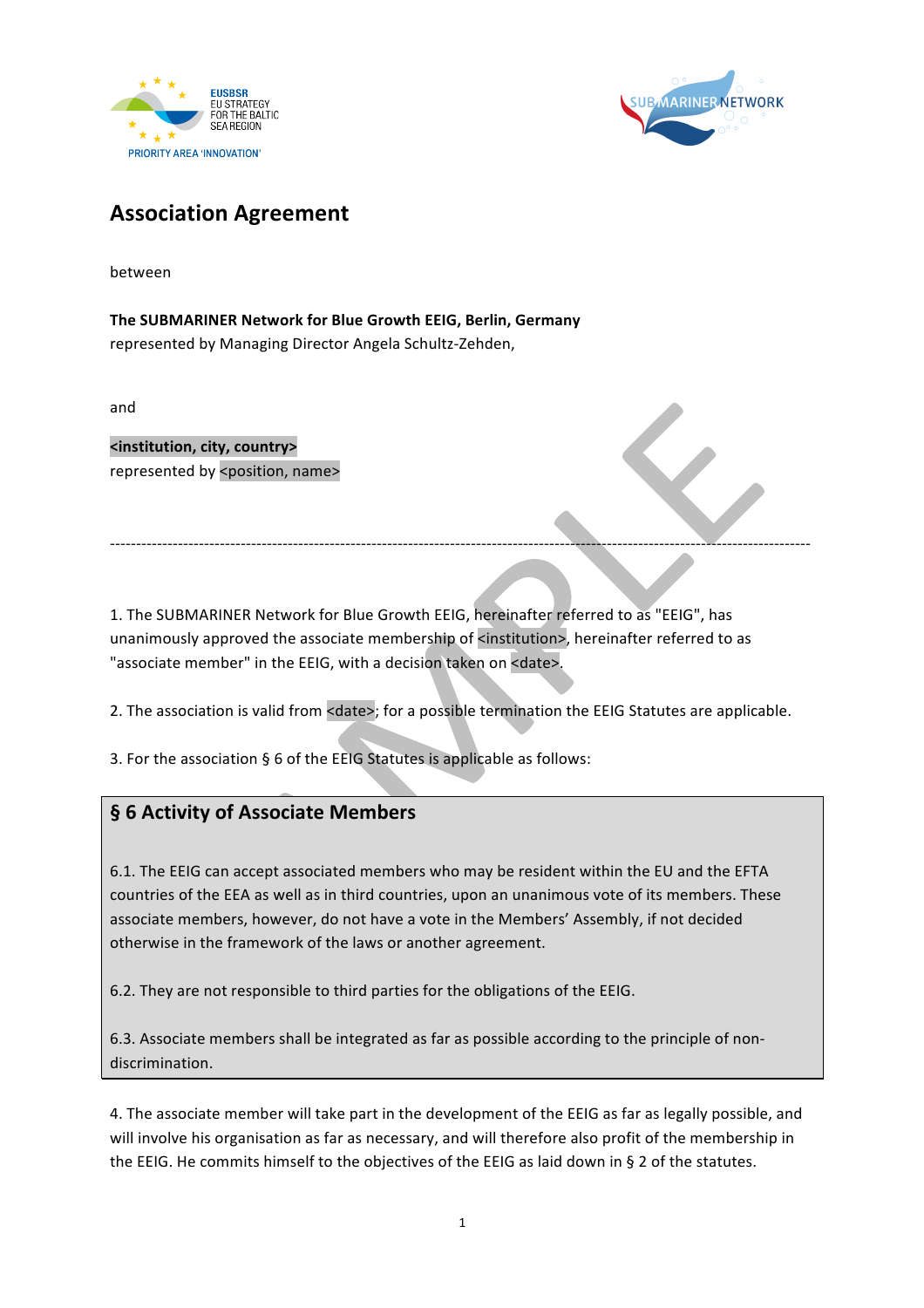EUSBSR
EU STRATEGY FOR THE BALTIC SEA REGION
PRIORITY AREA 'INNOVATION'

SUBMARINER NETWORK

# Association Agreement

between

**The SUBMARINER Network for Blue Growth EEIG, Berlin, Germany**
represented by Managing Director Angela Schultz-Zehden,

and

**<institution, city, country>**
represented by <position, name>

---

1. The SUBMARINER Network for Blue Growth EEIG, hereinafter referred to as "EEIG", has unanimously approved the associate membership of <institution>, hereinafter referred to as "associate member" in the EEIG, with a decision taken on <date>.

2. The association is valid from <date>; for a possible termination the EEIG Statutes are applicable.

3. For the association § 6 of the EEIG Statutes is applicable as follows:

## § 6 Activity of Associate Members

6.1. The EEIG can accept associated members who may be resident within the EU and the EFTA countries of the EEA as well as in third countries, upon an unanimous vote of its members. These associate members, however, do not have a vote in the Members' Assembly, if not decided otherwise in the framework of the laws or another agreement.

6.2. They are not responsible to third parties for the obligations of the EEIG.

6.3. Associate members shall be integrated as far as possible according to the principle of non-discrimination.

4. The associate member will take part in the development of the EEIG as far as legally possible, and will involve his organisation as far as necessary, and will therefore also profit of the membership in the EEIG. He commits himself to the objectives of the EEIG as laid down in § 2 of the statutes.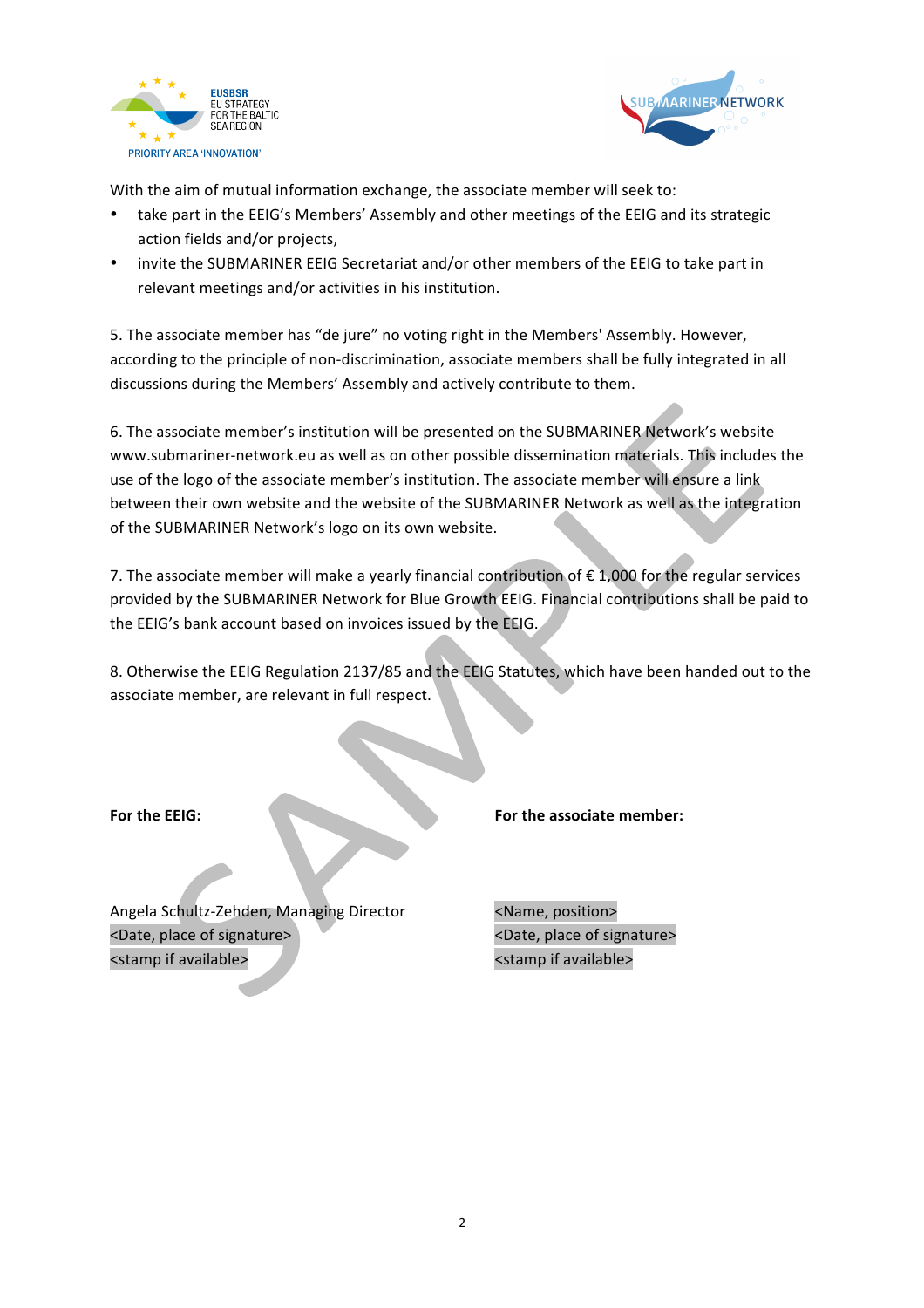With the aim of mutual information exchange, the associate member will seek to:

- take part in the EEIG's Members' Assembly and other meetings of the EEIG and its strategic action fields and/or projects,
- invite the SUBMARINER EEIG Secretariat and/or other members of the EEIG to take part in relevant meetings and/or activities in his institution.

5. The associate member has "de jure" no voting right in the Members' Assembly. However, according to the principle of non-discrimination, associate members shall be fully integrated in all discussions during the Members' Assembly and actively contribute to them.

6. The associate member's institution will be presented on the SUBMARINER Network's website www.submariner-network.eu as well as on other possible dissemination materials. This includes the use of the logo of the associate member's institution. The associate member will ensure a link between their own website and the website of the SUBMARINER Network as well as the integration of the SUBMARINER Network's logo on its own website.

7. The associate member will make a yearly financial contribution of € 1,000 for the regular services provided by the SUBMARINER Network for Blue Growth EEIG. Financial contributions shall be paid to the EEIG's bank account based on invoices issued by the EEIG.

8. Otherwise the EEIG Regulation 2137/85 and the EEIG Statutes, which have been handed out to the associate member, are relevant in full respect.

**For the EEIG:**

Angela Schultz-Zehden, Managing Director
<Date, place of signature>
<stamp if available>

**For the associate member:**

<Name, position>
<Date, place of signature>
<stamp if available>